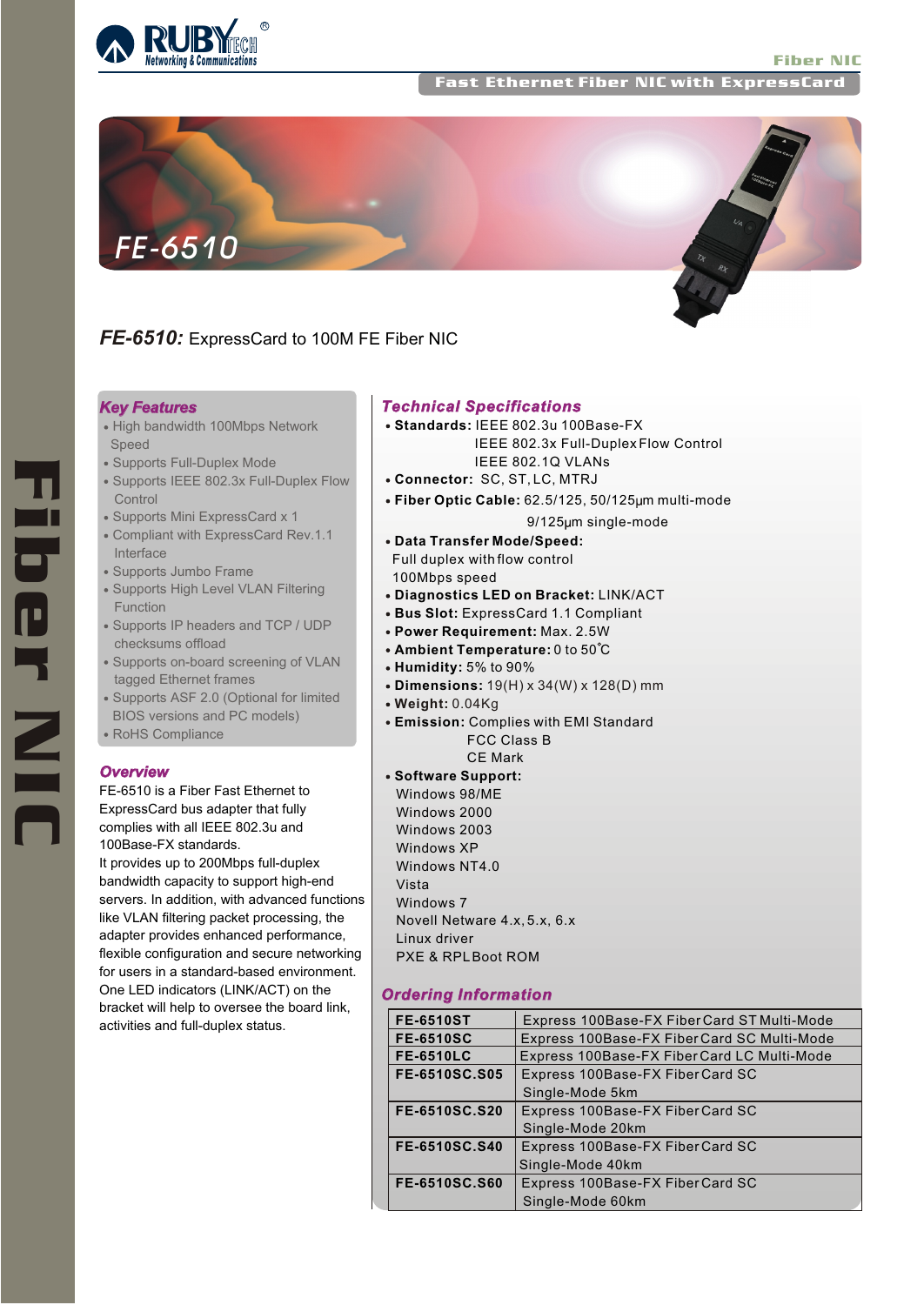# Fast Ethernet Fiber NIC with ExpressCard

## FE-6510: ExpressCard to 100M FE Fiber NIC

### Key Features

- High bandwidth 100Mbps Network Speed
- Supports Full-Duplex Mode
- Supports IEEE 802.3x Full-Duplex Flow Control
- Supports Mini ExpressCard x 1
- Compliant with ExpressCard Rev.1.1 Interface
- Supports Jumbo Frame
- Supports High Level VLAN Filtering Function
- Supports IP headers and TCP / UDP checksums offload
- Supports on-board screening of VLAN tagged Ethernet frames
- Supports ASF 2.0 (Optional for limited BIOS versions and PC models)
- RoHS Compliance

### Overview

FE-6510 is a Fiber Fast Ethernet to ExpressCard bus adapter that fully complies with all IEEE 802.3u and 100Base-FX standards.

It provides up to 200Mbps full-duplex bandwidth capacity to support high-end servers. In addition, with advanced functions like VLAN filtering packet processing, the adapter provides enhanced performance, flexible configuration and secure networking for users in a standard-based environment. One LED indicators (LINK/ACT) on the bracket will help to oversee the board link, activities and full-duplex status.

### Technical Specifications

- **Standards:** IEEE 802.3u 100Base-FX
  IEEE 802.3x Full-Duplex Flow Control
  IEEE 802.1Q VLANs
- **Connector:** SC, ST, LC, MTRJ
- **Fiber Optic Cable:** 62.5/125, 50/125μm multi-mode
  9/125μm single-mode
- **Data Transfer Mode/Speed:**
  Full duplex with flow control
  100Mbps speed
- **Diagnostics LED on Bracket:** LINK/ACT
- **Bus Slot:** ExpressCard 1.1 Compliant
- **Power Requirement:** Max. 2.5W
- **Ambient Temperature:** 0 to 50℃
- **Humidity:** 5% to 90%
- **Dimensions:** 19(H) x 34(W) x 128(D) mm
- **Weight:** 0.04Kg
- **Emission:** Complies with EMI Standard
  FCC Class B
  CE Mark
- **Software Support:**
  Windows 98/ME
  Windows 2000
  Windows 2003
  Windows XP
  Windows NT4.0
  Vista
  Windows 7
  Novell Netware 4.x, 5.x, 6.x
  Linux driver
  PXE & RPL Boot ROM

### Ordering Information

| Model | Description |
|---|---|
| **FE-6510ST** | Express 100Base-FX Fiber Card ST Multi-Mode |
| **FE-6510SC** | Express 100Base-FX Fiber Card SC Multi-Mode |
| **FE-6510LC** | Express 100Base-FX Fiber Card LC Multi-Mode |
| **FE-6510SC.S05** | Express 100Base-FX Fiber Card SC Single-Mode 5km |
| **FE-6510SC.S20** | Express 100Base-FX Fiber Card SC Single-Mode 20km |
| **FE-6510SC.S40** | Express 100Base-FX Fiber Card SC Single-Mode 40km |
| **FE-6510SC.S60** | Express 100Base-FX Fiber Card SC Single-Mode 60km |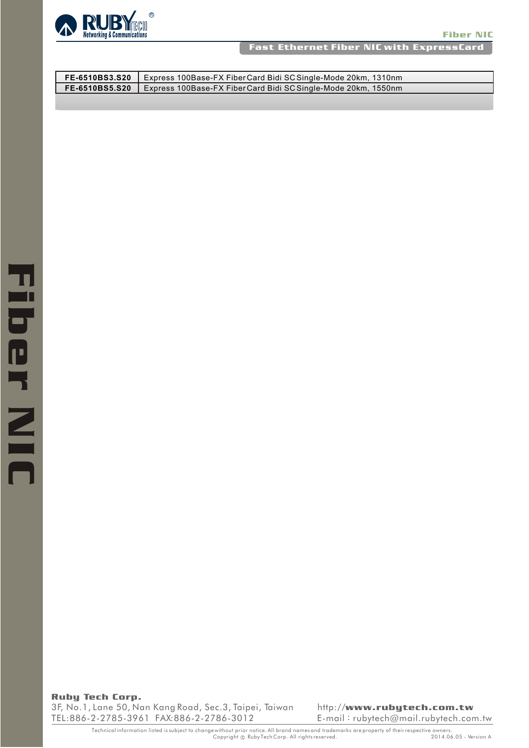| | |
|---|---|
| **FE-6510BS3.S20** | Express 100Base-FX Fiber Card Bidi SC Single-Mode 20km, 1310nm |
| **FE-6510BS5.S20** | Express 100Base-FX Fiber Card Bidi SC Single-Mode 20km, 1550nm |

**Ruby Tech Corp.**
3F, No.1, Lane 50, Nan Kang Road, Sec.3, Taipei, Taiwan
TEL:886-2-2785-3961 FAX:886-2-2786-3012

http://**www.rubytech.com.tw**
E-mail : rubytech@mail.rubytech.com.tw

Technical information listed is subject to change without prior notice. All brand names and trademarks are property of their respective owners.
Copyright © Ruby Tech Corp. All rights reserved.
2014.06.05 - Version A